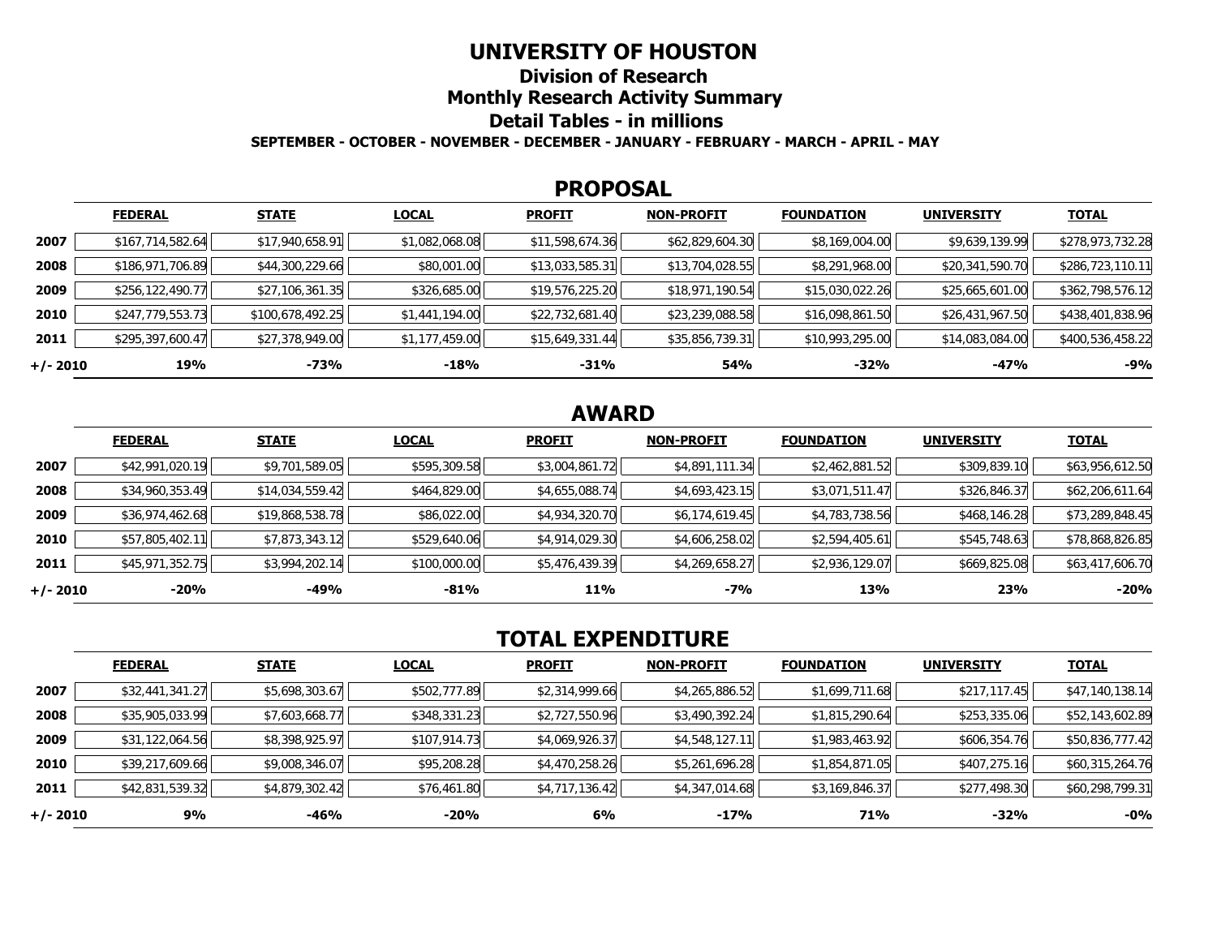# UNIVERSITY OF HOUSTON

## Division of Research

## Monthly Research Activity Summary

## Detail Tables - in millions

**SEPTEMBER - OCTOBER - NOVEMBER - DECEMBER - JANUARY - FEBRUARY - MARCH - APRIL - MAY**

### PROPOSAL

| | FEDERAL | STATE | LOCAL | PROFIT | NON-PROFIT | FOUNDATION | UNIVERSITY | TOTAL |
|---|---|---|---|---|---|---|---|---|
| **2007** | $167,714,582.64 | $17,940,658.91 | $1,082,068.08 | $11,598,674.36 | $62,829,604.30 | $8,169,004.00 | $9,639,139.99 | $278,973,732.28 |
| **2008** | $186,971,706.89 | $44,300,229.66 | $80,001.00 | $13,033,585.31 | $13,704,028.55 | $8,291,968.00 | $20,341,590.70 | $286,723,110.11 |
| **2009** | $256,122,490.77 | $27,106,361.35 | $326,685.00 | $19,576,225.20 | $18,971,190.54 | $15,030,022.26 | $25,665,601.00 | $362,798,576.12 |
| **2010** | $247,779,553.73 | $100,678,492.25 | $1,441,194.00 | $22,732,681.40 | $23,239,088.58 | $16,098,861.50 | $26,431,967.50 | $438,401,838.96 |
| **2011** | $295,397,600.47 | $27,378,949.00 | $1,177,459.00 | $15,649,331.44 | $35,856,739.31 | $10,993,295.00 | $14,083,084.00 | $400,536,458.22 |
| **+/- 2010** | **19%** | **-73%** | **-18%** | **-31%** | **54%** | **-32%** | **-47%** | **-9%** |

### AWARD

| | FEDERAL | STATE | LOCAL | PROFIT | NON-PROFIT | FOUNDATION | UNIVERSITY | TOTAL |
|---|---|---|---|---|---|---|---|---|
| **2007** | $42,991,020.19 | $9,701,589.05 | $595,309.58 | $3,004,861.72 | $4,891,111.34 | $2,462,881.52 | $309,839.10 | $63,956,612.50 |
| **2008** | $34,960,353.49 | $14,034,559.42 | $464,829.00 | $4,655,088.74 | $4,693,423.15 | $3,071,511.47 | $326,846.37 | $62,206,611.64 |
| **2009** | $36,974,462.68 | $19,868,538.78 | $86,022.00 | $4,934,320.70 | $6,174,619.45 | $4,783,738.56 | $468,146.28 | $73,289,848.45 |
| **2010** | $57,805,402.11 | $7,873,343.12 | $529,640.06 | $4,914,029.30 | $4,606,258.02 | $2,594,405.61 | $545,748.63 | $78,868,826.85 |
| **2011** | $45,971,352.75 | $3,994,202.14 | $100,000.00 | $5,476,439.39 | $4,269,658.27 | $2,936,129.07 | $669,825.08 | $63,417,606.70 |
| **+/- 2010** | **-20%** | **-49%** | **-81%** | **11%** | **-7%** | **13%** | **23%** | **-20%** |

### TOTAL EXPENDITURE

| | FEDERAL | STATE | LOCAL | PROFIT | NON-PROFIT | FOUNDATION | UNIVERSITY | TOTAL |
|---|---|---|---|---|---|---|---|---|
| **2007** | $32,441,341.27 | $5,698,303.67 | $502,777.89 | $2,314,999.66 | $4,265,886.52 | $1,699,711.68 | $217,117.45 | $47,140,138.14 |
| **2008** | $35,905,033.99 | $7,603,668.77 | $348,331.23 | $2,727,550.96 | $3,490,392.24 | $1,815,290.64 | $253,335.06 | $52,143,602.89 |
| **2009** | $31,122,064.56 | $8,398,925.97 | $107,914.73 | $4,069,926.37 | $4,548,127.11 | $1,983,463.92 | $606,354.76 | $50,836,777.42 |
| **2010** | $39,217,609.66 | $9,008,346.07 | $95,208.28 | $4,470,258.26 | $5,261,696.28 | $1,854,871.05 | $407,275.16 | $60,315,264.76 |
| **2011** | $42,831,539.32 | $4,879,302.42 | $76,461.80 | $4,717,136.42 | $4,347,014.68 | $3,169,846.37 | $277,498.30 | $60,298,799.31 |
| **+/- 2010** | **9%** | **-46%** | **-20%** | **6%** | **-17%** | **71%** | **-32%** | **-0%** |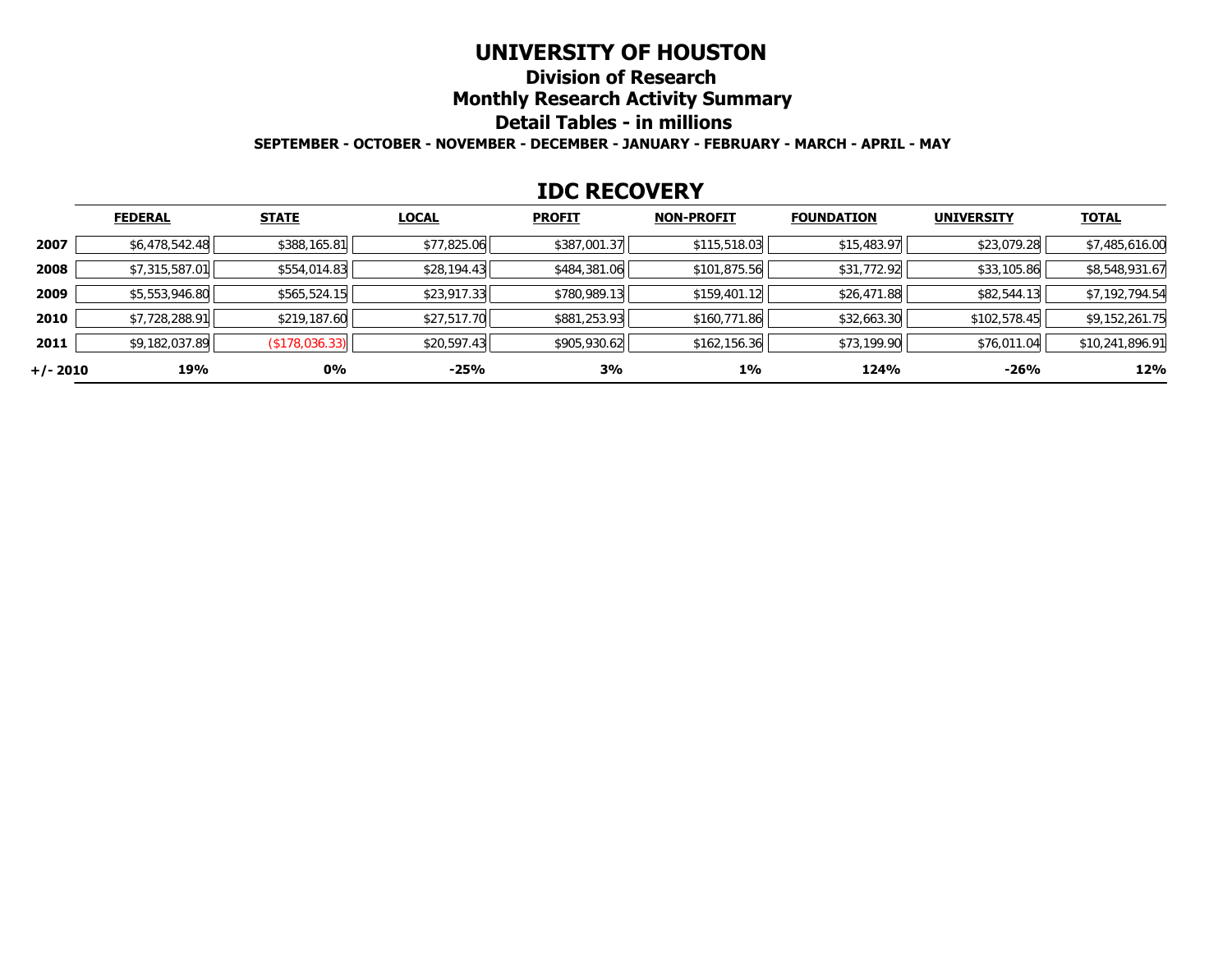# UNIVERSITY OF HOUSTON

## Division of Research

## Monthly Research Activity Summary

## Detail Tables - in millions

**SEPTEMBER - OCTOBER - NOVEMBER - DECEMBER - JANUARY - FEBRUARY - MARCH - APRIL - MAY**

## IDC RECOVERY

| | FEDERAL | STATE | LOCAL | PROFIT | NON-PROFIT | FOUNDATION | UNIVERSITY | TOTAL |
|---|---|---|---|---|---|---|---|---|
| **2007** | $6,478,542.48 | $388,165.81 | $77,825.06 | $387,001.37 | $115,518.03 | $15,483.97 | $23,079.28 | $7,485,616.00 |
| **2008** | $7,315,587.01 | $554,014.83 | $28,194.43 | $484,381.06 | $101,875.56 | $31,772.92 | $33,105.86 | $8,548,931.67 |
| **2009** | $5,553,946.80 | $565,524.15 | $23,917.33 | $780,989.13 | $159,401.12 | $26,471.88 | $82,544.13 | $7,192,794.54 |
| **2010** | $7,728,288.91 | $219,187.60 | $27,517.70 | $881,253.93 | $160,771.86 | $32,663.30 | $102,578.45 | $9,152,261.75 |
| **2011** | $9,182,037.89 | ($178,036.33) | $20,597.43 | $905,930.62 | $162,156.36 | $73,199.90 | $76,011.04 | $10,241,896.91 |
| **+/- 2010** | **19%** | **0%** | **-25%** | **3%** | **1%** | **124%** | **-26%** | **12%** |